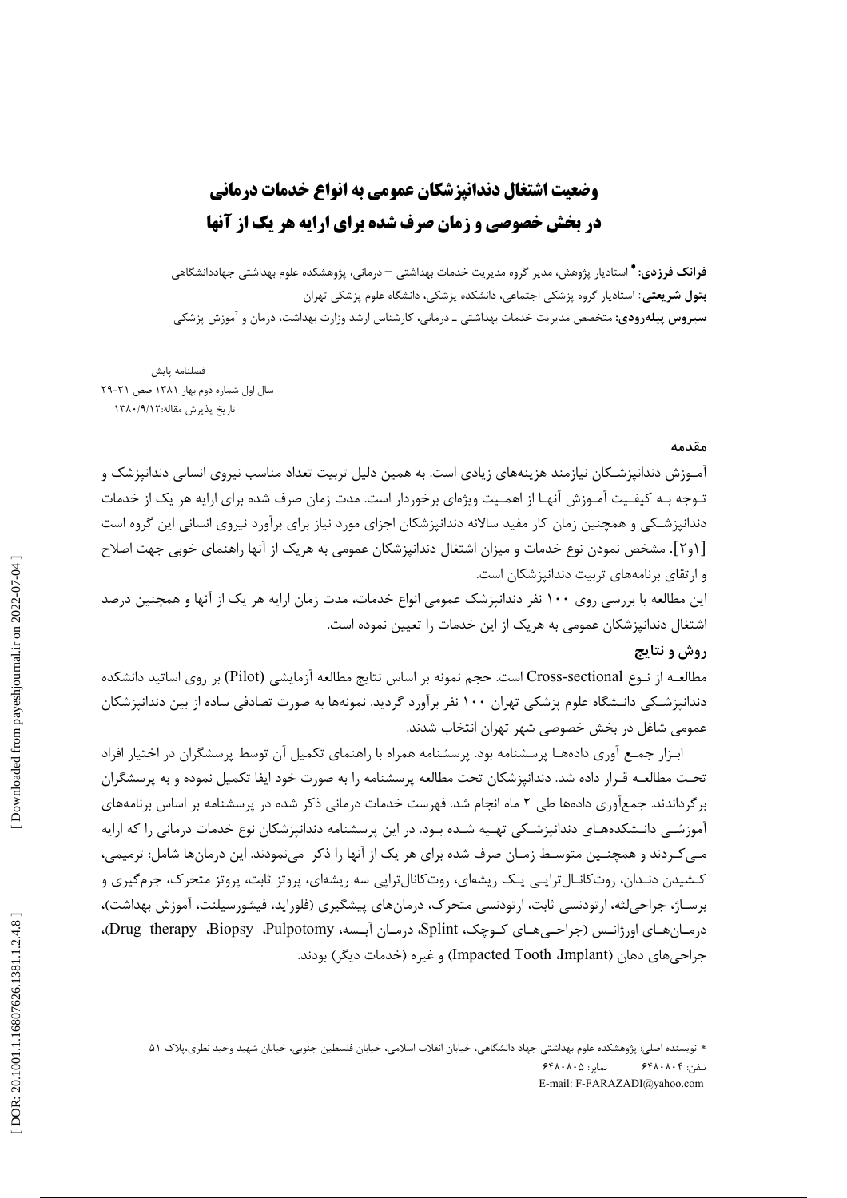# وضعیت اشتغال دندانپزشکان عمومی به انواع خدمات درمانی در بخش خصوصی و زمان صرف شده برای ارایه هر یک از آنها

**فرانک فرزدی:*** استادیار پژوهش، مدیر گروه مدیریت خدمات بهداشتی – درمانی، پژوهشکده علوم بهداشتی جهاددانشگاهی

**بتول شریعتی:** استادیار گروه پزشکی اجتماعی، دانشکده پزشکی، دانشگاه علوم پزشکی تهران

**سیروس پیله‌رودی:** متخصص مدیریت خدمات بهداشتی ـ درمانی، کارشناس ارشد وزارت بهداشت، درمان و آموزش پزشکی

فصلنامه پایش
سال اول شماره دوم بهار ۱۳۸۱ صص ۳۱-۲۹
تاریخ پذیرش مقاله:۱۳۸۰/۹/۱۲

## مقدمه

آموزش دندانپزشکان نیازمند هزینه‌های زیادی است. به همین دلیل تربیت تعداد مناسب نیروی انسانی دندانپزشک و توجه به کیفیت آموزش آنها از اهمیت ویژه‌ای برخوردار است. مدت زمان صرف شده برای ارایه هر یک از خدمات دندانپزشکی و همچنین زمان کار مفید سالانه دندانپزشکان اجزای مورد نیاز برای برآورد نیروی انسانی این گروه است [۱و۲]. مشخص نمودن نوع خدمات و میزان اشتغال دندانپزشکان عمومی به هریک از آنها راهنمای خوبی جهت اصلاح و ارتقای برنامه‌های تربیت دندانپزشکان است.

این مطالعه با بررسی روی ۱۰۰ نفر دندانپزشک عمومی انواع خدمات، مدت زمان ارایه هر یک از آنها و همچنین درصد اشتغال دندانپزشکان عمومی به هریک از این خدمات را تعیین نموده است.

## روش و نتایج

مطالعه از نوع Cross-sectional است. حجم نمونه بر اساس نتایج مطالعه آزمایشی (Pilot) بر روی اساتید دانشکده دندانپزشکی دانشگاه علوم پزشکی تهران ۱۰۰ نفر برآورد گردید. نمونه‌ها به صورت تصادفی ساده از بین دندانپزشکان عمومی شاغل در بخش خصوصی شهر تهران انتخاب شدند.

ابزار جمع آوری داده‌ها پرسشنامه بود. پرسشنامه همراه با راهنمای تکمیل آن توسط پرسشگران در اختیار افراد تحت مطالعه قرار داده شد. دندانپزشکان تحت مطالعه پرسشنامه را به صورت خود ایفا تکمیل نموده و به پرسشگران برگرداندند. جمع‌آوری داده‌ها طی ۲ ماه انجام شد. فهرست خدمات درمانی ذکر شده در پرسشنامه بر اساس برنامه‌های آموزشی دانشکده‌های دندانپزشکی تهیه شده بود. در این پرسشنامه دندانپزشکان نوع خدمات درمانی را که ارایه می‌کردند و همچنین متوسط زمان صرف شده برای هر یک از آنها را ذکر می‌نمودند. این درمان‌ها شامل: ترمیمی، کشیدن دندان، روت‌کانال‌تراپی یک ریشه‌ای، روت‌کانال‌تراپی سه ریشه‌ای، پروتز ثابت، پروتز متحرک، جرم‌گیری و برساژ، جراحی‌لثه، ارتودنسی ثابت، ارتودنسی متحرک، درمان‌های پیشگیری (فلوراید، فیشورسیلنت، آموزش بهداشت)، درمان‌های اورژانس (جراحی‌های کوچک، Splint، درمان آبسه، Pulpotomy، Biopsy، Drug therapy)، جراحی‌های دهان (Impacted Tooth، Implant) و غیره (خدمات دیگر) بودند.

---

* نویسنده اصلی: پژوهشکده علوم بهداشتی جهاد دانشگاهی، خیابان انقلاب اسلامی، خیابان فلسطین جنوبی، خیابان شهید وحید نظری، پلاک ۵۱

تلفن: ۶۴۸۰۸۰۴ نمابر: ۶۴۸۰۸۰۵

E-mail: F-FARAZADI@yahoo.com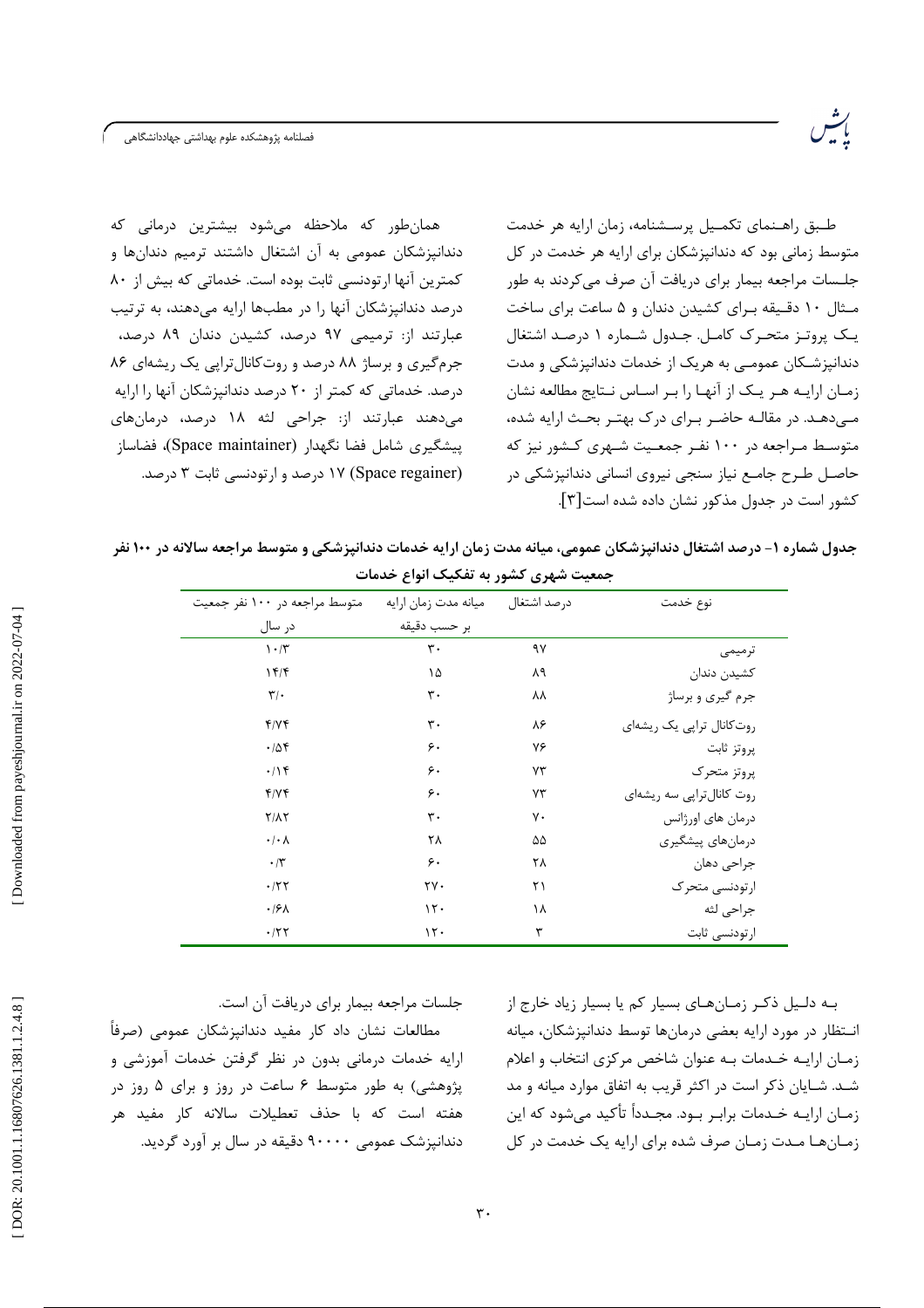طبق راهنمای تکمیل پرسشنامه، زمان ارایه هر خدمت متوسط زمانی بود که دندانپزشکان برای ارایه هر خدمت در کل جلسات مراجعه بیمار برای دریافت آن صرف می‌کردند به طور مثال ۱۰ دقیقه برای کشیدن دندان و ۵ ساعت برای ساخت یک پروتز متحرک کامل. جدول شماره ۱ درصد اشتغال دندانپزشکان عمومی به هریک از خدمات دندانپزشکی و مدت زمان ارایه هر یک از آنها را بر اساس نتایج مطالعه نشان می‌دهد. در مقاله حاضر برای درک بهتر بحث ارایه شده، متوسط مراجعه در ۱۰۰ نفر جمعیت شهری کشور نیز که حاصل طرح جامع نیاز سنجی نیروی انسانی دندانپزشکی در کشور است در جدول مذکور نشان داده شده است[۳].

همان‌طور که ملاحظه می‌شود بیشترین درمانی که دندانپزشکان عمومی به آن اشتغال داشتند ترمیم دندان‌ها و کمترین آنها ارتودنسی ثابت بوده است. خدماتی که بیش از ۸۰ درصد دندانپزشکان آنها را در مطب‌ها ارایه می‌دهند، به ترتیب عبارتند از: ترمیمی ۹۷ درصد، کشیدن دندان ۸۹ درصد، جرم‌گیری و برساژ ۸۸ درصد و روت‌کانال‌تراپی یک ریشه‌ای ۸۶ درصد. خدماتی که کمتر از ۲۰ درصد دندانپزشکان آنها را ارایه می‌دهند عبارتند از: جراحی لثه ۱۸ درصد، درمان‌های پیشگیری شامل فضا نگهدار (Space maintainer)، فضاساز (Space regainer) ۱۷ درصد و ارتودنسی ثابت ۳ درصد.

**جدول شماره ۱- درصد اشتغال دندانپزشکان عمومی، میانه مدت زمان ارایه خدمات دندانپزشکی و متوسط مراجعه سالانه در ۱۰۰ نفر جمعیت شهری کشور به تفکیک انواع خدمات**

| نوع خدمت | درصد اشتغال | میانه مدت زمان ارایه بر حسب دقیقه | متوسط مراجعه در ۱۰۰ نفر جمعیت در سال |
|---|---|---|---|
| ترمیمی | ۹۷ | ۳۰ | ۱۰/۳ |
| کشیدن دندان | ۸۹ | ۱۵ | ۱۴/۴ |
| جرم گیری و برساژ | ۸۸ | ۳۰ | ۳/۰ |
| روت‌کانال تراپی یک ریشه‌ای | ۸۶ | ۳۰ | ۴/۷۴ |
| پروتز ثابت | ۷۶ | ۶۰ | ۰/۵۴ |
| پروتز متحرک | ۷۳ | ۶۰ | ۰/۱۴ |
| روت کانال‌تراپی سه ریشه‌ای | ۷۳ | ۶۰ | ۴/۷۴ |
| درمان های اورژانس | ۷۰ | ۳۰ | ۲/۸۲ |
| درمان‌های پیشگیری | ۵۵ | ۲۸ | ۰/۰۸ |
| جراحی دهان | ۲۸ | ۶۰ | ۰/۳ |
| ارتودنسی متحرک | ۲۱ | ۲۷۰ | ۰/۲۲ |
| جراحی لثه | ۱۸ | ۱۲۰ | ۰/۶۸ |
| ارتودنسی ثابت | ۳ | ۱۲۰ | ۰/۲۲ |

به دلیل ذکر زمان‌های بسیار کم یا بسیار زیاد خارج از انتظار در مورد ارایه بعضی درمان‌ها توسط دندانپزشکان، میانه زمان ارایه خدمات به عنوان شاخص مرکزی انتخاب و اعلام شد. شایان ذکر است در اکثر قریب به اتفاق موارد میانه و مد زمان ارایه خدمات برابر بود. مجدداً تأکید می‌شود که این زمان‌ها مدت زمان صرف شده برای ارایه یک خدمت در کل جلسات مراجعه بیمار برای دریافت آن است.

مطالعات نشان داد کار مفید دندانپزشکان عمومی (صرفاً ارایه خدمات درمانی بدون در نظر گرفتن خدمات آموزشی و پژوهشی) به طور متوسط ۶ ساعت در روز و برای ۵ روز در هفته است که با حذف تعطیلات سالانه کار مفید هر دندانپزشک عمومی ۹۰۰۰۰ دقیقه در سال بر آورد گردید.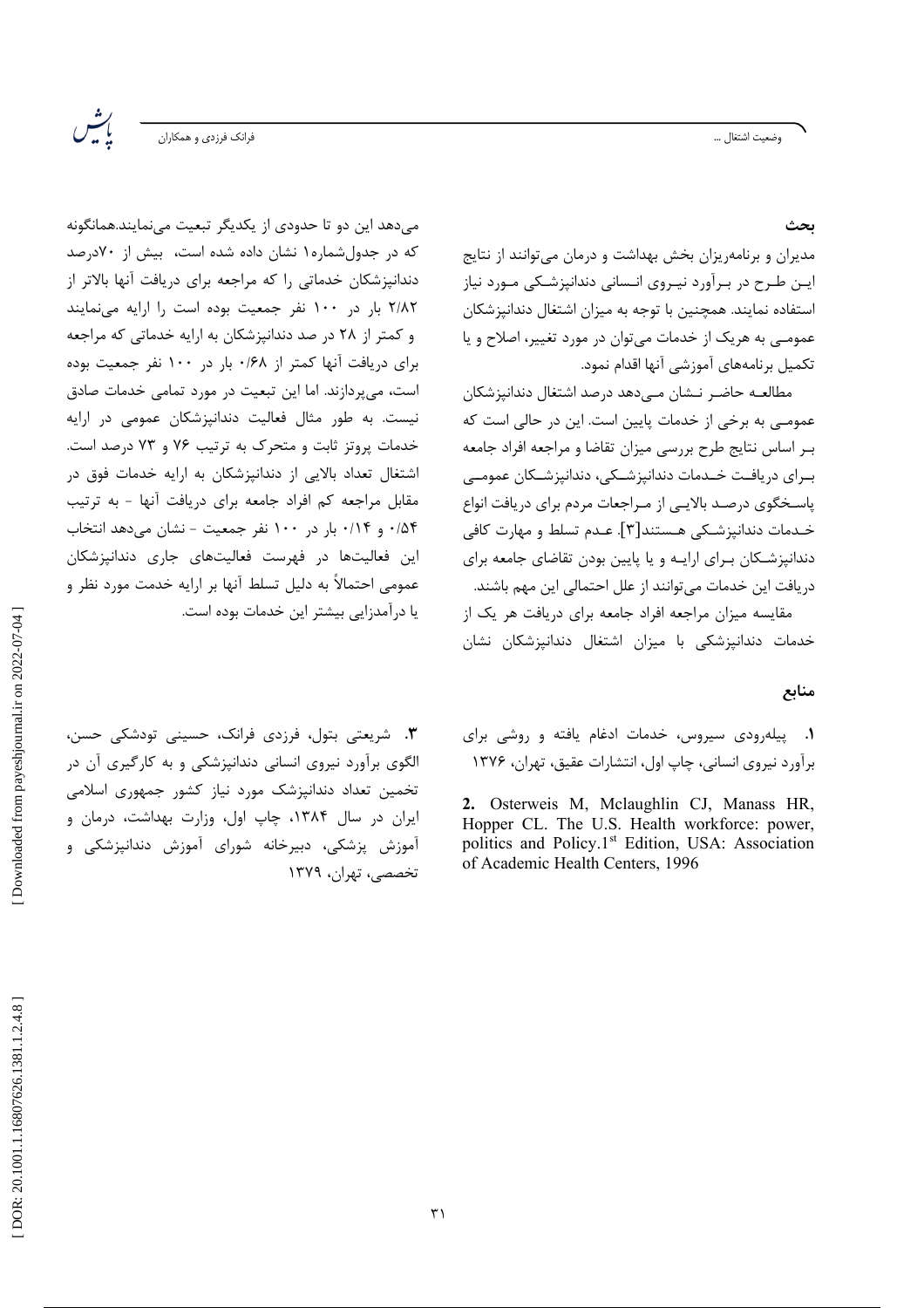## بحث

مدیران و برنامه‌ریزان بخش بهداشت و درمان می‌توانند از نتایج ایـن طـرح در بـرآورد نیـروی انـسانی دندانپزشـکی مـورد نیاز استفاده نمایند. همچنین با توجه به میزان اشتغال دندانپزشکان عمومـی به هریک از خدمات می‌توان در مورد تغییر، اصلاح و یا تکمیل برنامه‌های آموزشی آنها اقدام نمود.

مطالعـه حاضـر نـشان مـی‌دهد درصد اشتغال دندانپزشکان عمومـی به برخی از خدمات پایین است. این در حالی است که بـر اساس نتایج طرح بررسی میزان تقاضا و مراجعه افراد جامعه بـرای دریافـت خـدمات دندانپزشـکی، دندانپزشـکان عمومـی پاسـخگوی درصـد بالایـی از مـراجعات مردم برای دریافت انواع خـدمات دندانپزشـکی هـستند[۳]. عـدم تسلط و مهارت کافی دندانپزشـکان بـرای ارایـه و یا پایین بودن تقاضای جامعه برای دریافت این خدمات می‌توانند از علل احتمالی این مهم باشند.

مقایسه میزان مراجعه افراد جامعه برای دریافت هر یک از خدمات دندانپزشکی با میزان اشتغال دندانپزشکان نشان می‌دهد این دو تا حدودی از یکدیگر تبعیت می‌نمایند.همانگونه که در جدول‌شماره۱ نشان داده شده است، بیش از ۷۰درصد دندانپزشکان خدماتی را که مراجعه برای دریافت آنها بالاتر از ۲/۸۲ بار در ۱۰۰ نفر جمعیت بوده است را ارایه می‌نمایند و کمتر از ۲۸ در صد دندانپزشکان به ارایه خدماتی که مراجعه برای دریافت آنها کمتر از ۰/۶۸ بار در ۱۰۰ نفر جمعیت بوده است، می‌پردازند. اما این تبعیت در مورد تمامی خدمات صادق نیست. به طور مثال فعالیت دندانپزشکان عمومی در ارایه خدمات پروتز ثابت و متحرک به ترتیب ۷۶ و ۷۳ درصد است. اشتغال تعداد بالایی از دندانپزشکان به ارایه خدمات فوق در مقابل مراجعه کم افراد جامعه برای دریافت آنها - به ترتیب ۰/۵۴ و ۰/۱۴ بار در ۱۰۰ نفر جمعیت - نشان می‌دهد انتخاب این فعالیت‌ها در فهرست فعالیت‌های جاری دندانپزشکان عمومی احتمالاً به دلیل تسلط آنها بر ارایه خدمت مورد نظر و یا درآمدزایی بیشتر این خدمات بوده است.

## منابع

۱. پیله‌رودی سیروس، خدمات ادغام یافته و روشی برای برآورد نیروی انسانی، چاپ اول، انتشارات عقیق، تهران، ۱۳۷۶

2. Osterweis M, Mclaughlin CJ, Manass HR, Hopper CL. The U.S. Health workforce: power, politics and Policy.1st Edition, USA: Association of Academic Health Centers, 1996

۳. شریعتی بتول، فرزدی فرانک، حسینی تودشکی حسن، الگوی برآورد نیروی انسانی دندانپزشکی و به کارگیری آن در تخمین تعداد دندانپزشک مورد نیاز کشور جمهوری اسلامی ایران در سال ۱۳۸۴، چاپ اول، وزارت بهداشت، درمان و آموزش پزشکی، دبیرخانه شورای آموزش دندانپزشکی و تخصصی، تهران، ۱۳۷۹